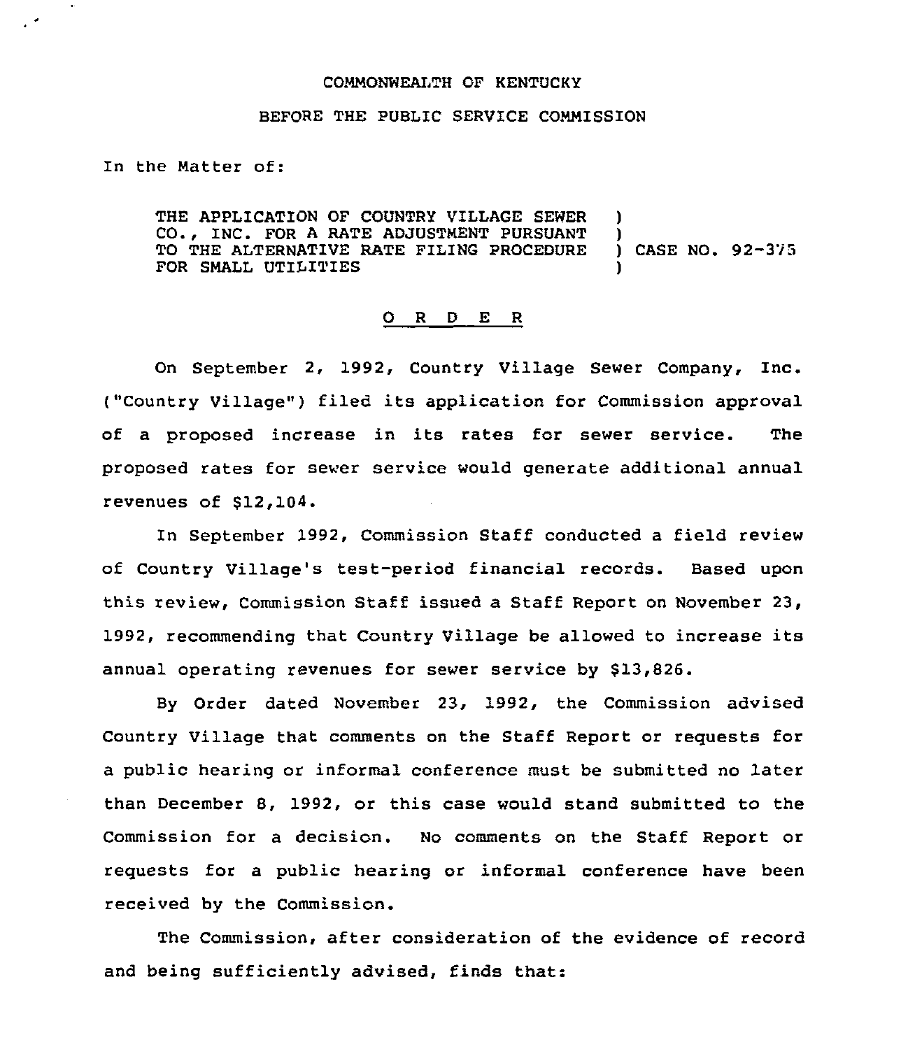COMMONWEALTH OF KENTUCKY

BEFORE THE PUBLIC SERVICE COMMISSION

In the Matter of:

THE APPLICATION OF COUNTRY VILLAGE SEWER CO., INC. FOR A RATE ADJUSTMENT PURSUANT TO THE ALTERNATIVE RATE FILING PROCEDURE FOR SMALL UTILITIES ) CASE NO. 92-375

O R D E R

On September 2, 1992, Country Village Sewer Company, Inc. ("Country Village") filed its application for Commission approval of a proposed increase in its rates for sewer service. The proposed rates for sewer service would generate additional annual revenues of $12,104.

In September 1992, Commission Staff conducted a field review of Country Village's test-period financial records. Based upon this review, Commission Staff issued a Staff Report on November 23, 1992, recommending that Country Village be allowed to increase its annual operating revenues for sewer service by $13,826.

By Order dated November 23, 1992, the Commission advised Country Village that comments on the Staff Report or requests for a public hearing or informal conference must be submitted no later than December 8, 1992, or this case would stand submitted to the Commission for a decision. No comments on the Staff Report or requests for a public hearing or informal conference have been received by the Commission.

The Commission, after consideration of the evidence of record and being sufficiently advised, finds that: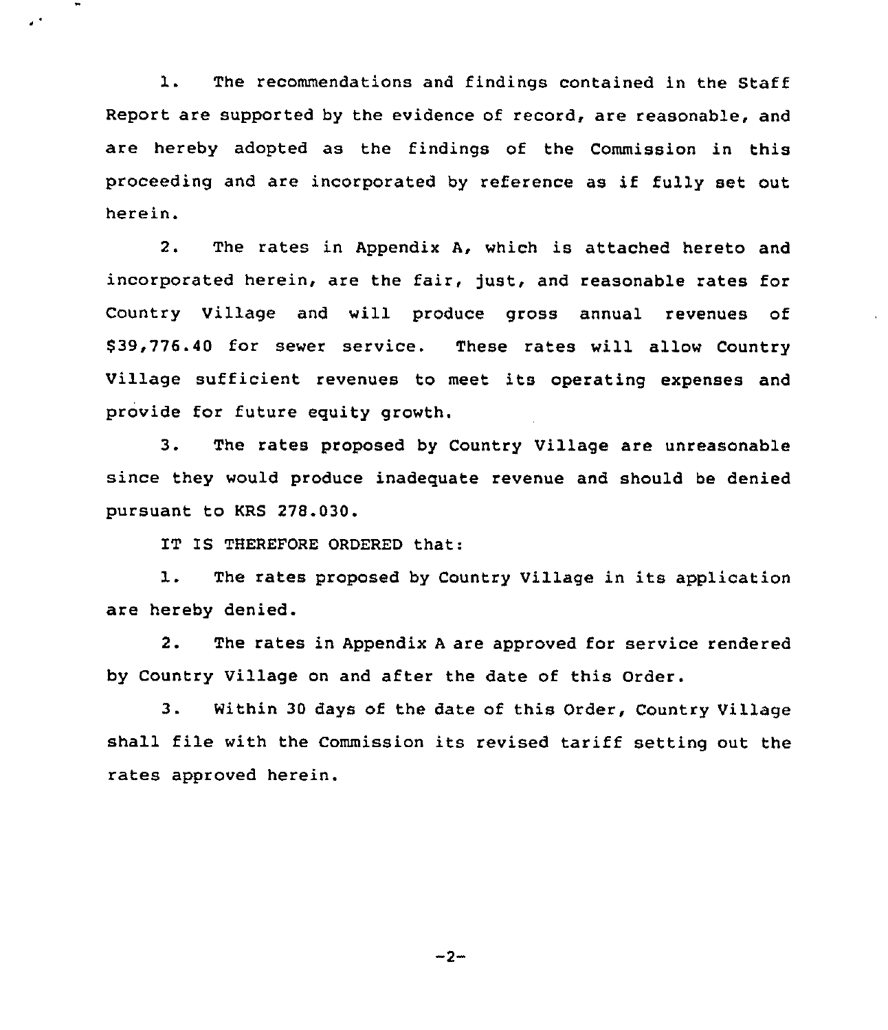1. The recommendations and findings contained in the Staff Report are supported by the evidence of record, are reasonable, and are hereby adopted as the findings of the Commission in this proceeding and are incorporated by reference as if fully set out herein.

2. The rates in Appendix A, which is attached hereto and incorporated herein, are the fair, just, and reasonable rates for Country Village and will produce gross annual revenues of $39,776.40 for sewer service. These rates will allow Country Village sufficient revenues to meet its operating expenses and provide for future equity growth.

3. The rates proposed by Country Village are unreasonable since they would produce inadequate revenue and should be denied pursuant to KRS 278.030.

IT IS THEREFORE ORDERED that:

1. The rates proposed by Country Village in its application are hereby denied.

2. The rates in Appendix A are approved for service rendered by Country Village on and after the date of this Order.

3. Within 30 days of the date of this Order, Country Village shall file with the Commission its revised tariff setting out the rates approved herein.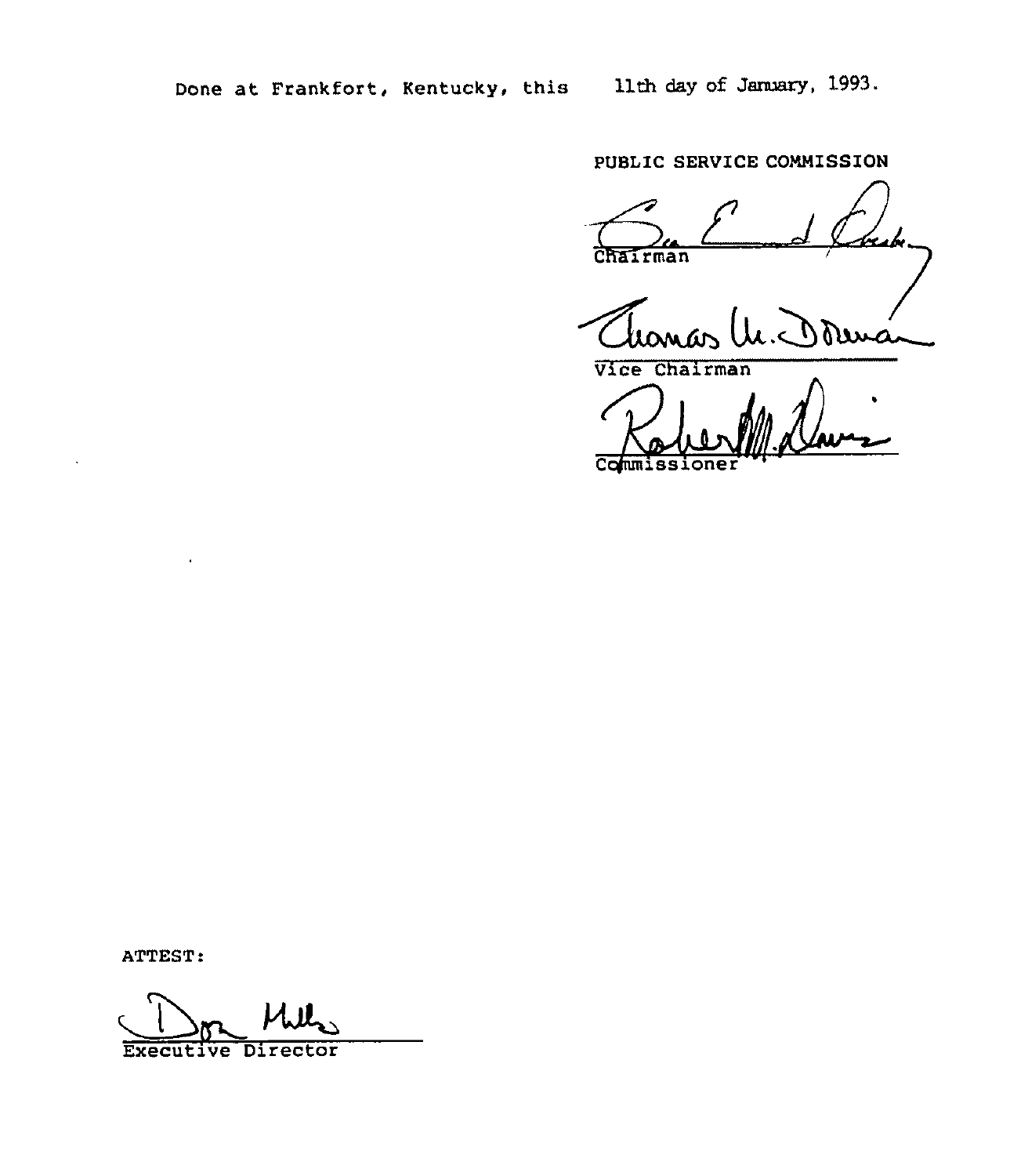Done at Frankfort, Kentucky, this 11th day of January, 1993.

PUBLIC SERVICE COMMISSION

Chairman

Vice Chairman

Commissioner

ATTEST:

Executive Director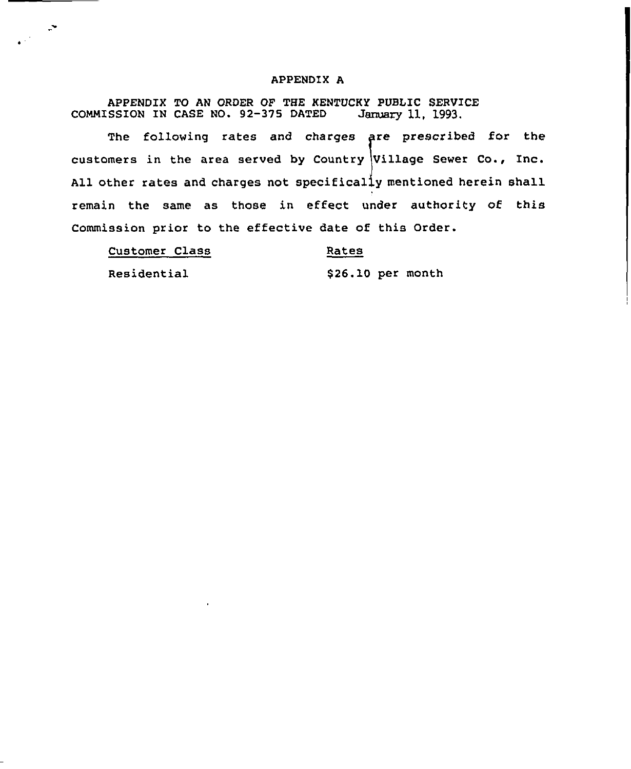# APPENDIX A

APPENDIX TO AN ORDER OF THE KENTUCKY PUBLIC SERVICE COMMISSION IN CASE NO. 92-375 DATED January 11, 1993.

The following rates and charges are prescribed for the customers in the area served by Country Village Sewer Co., Inc. All other rates and charges not specifically mentioned herein shall remain the same as those in effect under authority of this Commission prior to the effective date of this Order.

| Customer Class | Rates |
|---|---|
| Residential | $26.10 per month |